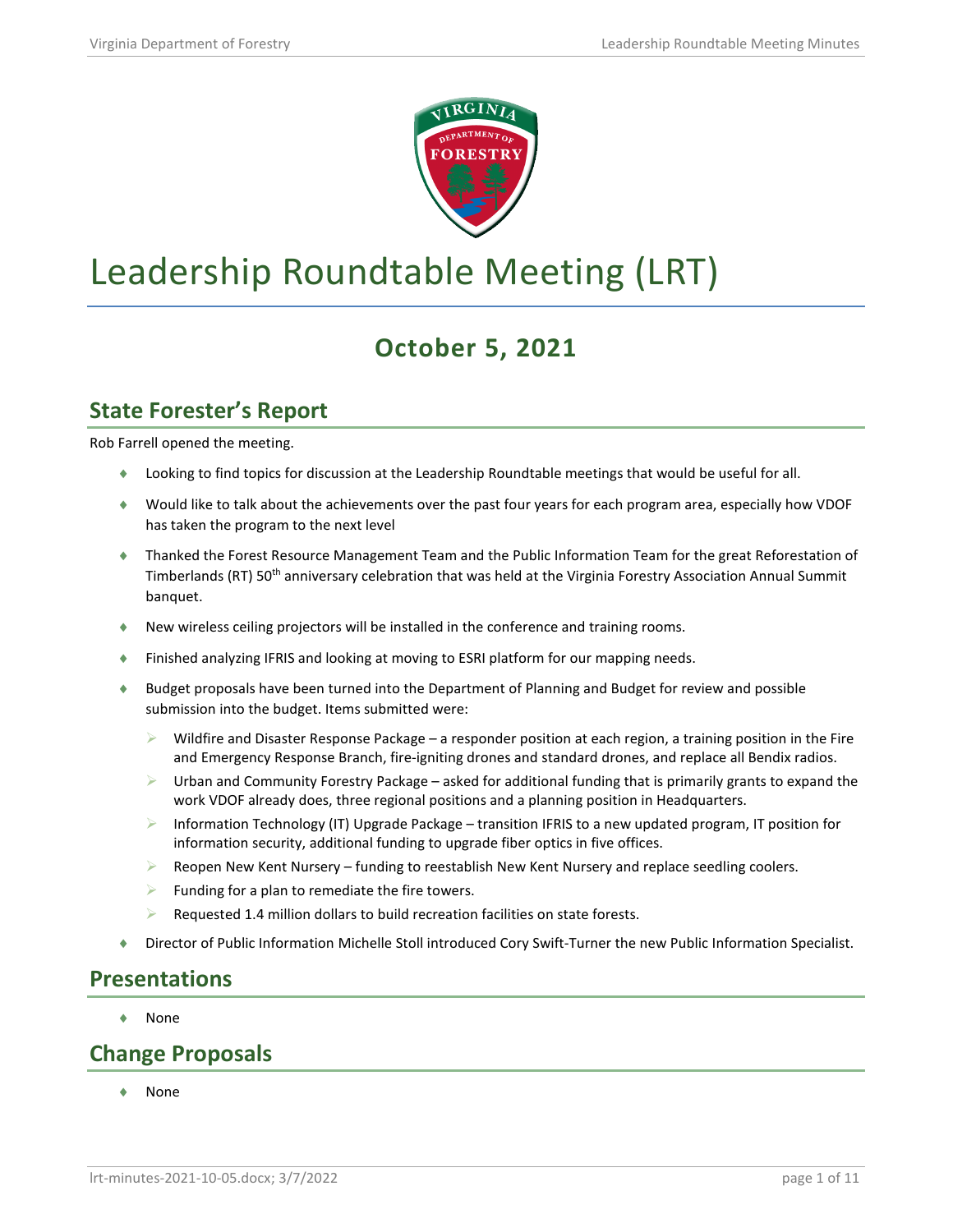# Leadership Roundtable Meeting (LRT)

## October 5, 2021

## State Forester's Report

Rob Farrell opened the meeting.

- Looking to find topics for discussion at the Leadership Roundtable meetings that would be useful for all.
- Would like to talk about the achievements over the past four years for each program area, especially how VDOF has taken the program to the next level
- Thanked the Forest Resource Management Team and the Public Information Team for the great Reforestation of Timberlands (RT) 50th anniversary celebration that was held at the Virginia Forestry Association Annual Summit banquet.
- New wireless ceiling projectors will be installed in the conference and training rooms.
- Finished analyzing IFRIS and looking at moving to ESRI platform for our mapping needs.
- Budget proposals have been turned into the Department of Planning and Budget for review and possible submission into the budget. Items submitted were:
  - Wildfire and Disaster Response Package – a responder position at each region, a training position in the Fire and Emergency Response Branch, fire-igniting drones and standard drones, and replace all Bendix radios.
  - Urban and Community Forestry Package – asked for additional funding that is primarily grants to expand the work VDOF already does, three regional positions and a planning position in Headquarters.
  - Information Technology (IT) Upgrade Package – transition IFRIS to a new updated program, IT position for information security, additional funding to upgrade fiber optics in five offices.
  - Reopen New Kent Nursery – funding to reestablish New Kent Nursery and replace seedling coolers.
  - Funding for a plan to remediate the fire towers.
  - Requested 1.4 million dollars to build recreation facilities on state forests.
- Director of Public Information Michelle Stoll introduced Cory Swift-Turner the new Public Information Specialist.

## Presentations

- None

## Change Proposals

- None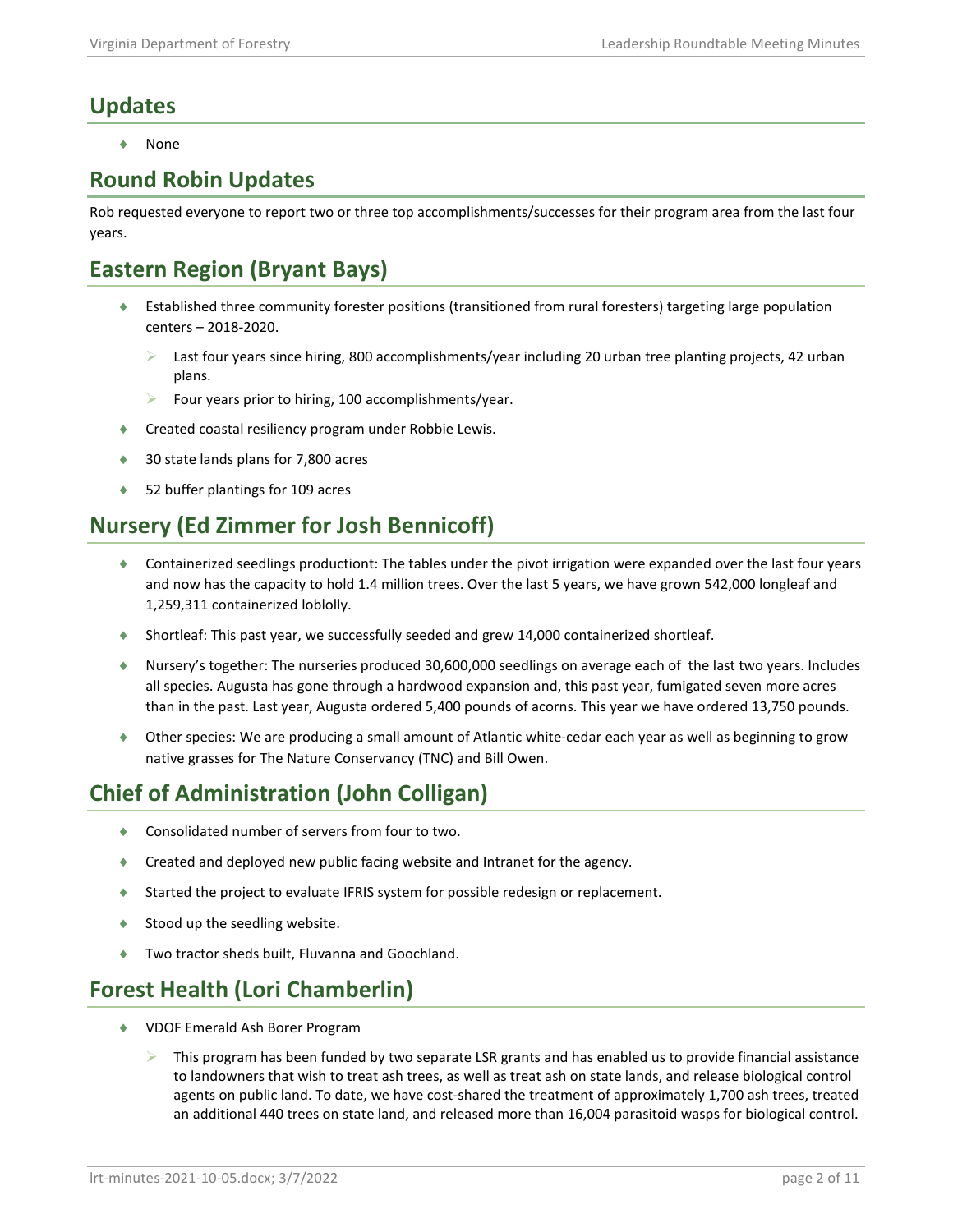## Updates

- None

## Round Robin Updates

Rob requested everyone to report two or three top accomplishments/successes for their program area from the last four years.

## Eastern Region (Bryant Bays)

- Established three community forester positions (transitioned from rural foresters) targeting large population centers – 2018-2020.
  - Last four years since hiring, 800 accomplishments/year including 20 urban tree planting projects, 42 urban plans.
  - Four years prior to hiring, 100 accomplishments/year.
- Created coastal resiliency program under Robbie Lewis.
- 30 state lands plans for 7,800 acres
- 52 buffer plantings for 109 acres

## Nursery (Ed Zimmer for Josh Bennicoff)

- Containerized seedlings productiont: The tables under the pivot irrigation were expanded over the last four years and now has the capacity to hold 1.4 million trees. Over the last 5 years, we have grown 542,000 longleaf and 1,259,311 containerized loblolly.
- Shortleaf: This past year, we successfully seeded and grew 14,000 containerized shortleaf.
- Nursery's together: The nurseries produced 30,600,000 seedlings on average each of the last two years. Includes all species. Augusta has gone through a hardwood expansion and, this past year, fumigated seven more acres than in the past. Last year, Augusta ordered 5,400 pounds of acorns. This year we have ordered 13,750 pounds.
- Other species: We are producing a small amount of Atlantic white-cedar each year as well as beginning to grow native grasses for The Nature Conservancy (TNC) and Bill Owen.

## Chief of Administration (John Colligan)

- Consolidated number of servers from four to two.
- Created and deployed new public facing website and Intranet for the agency.
- Started the project to evaluate IFRIS system for possible redesign or replacement.
- Stood up the seedling website.
- Two tractor sheds built, Fluvanna and Goochland.

## Forest Health (Lori Chamberlin)

- VDOF Emerald Ash Borer Program
  - This program has been funded by two separate LSR grants and has enabled us to provide financial assistance to landowners that wish to treat ash trees, as well as treat ash on state lands, and release biological control agents on public land. To date, we have cost-shared the treatment of approximately 1,700 ash trees, treated an additional 440 trees on state land, and released more than 16,004 parasitoid wasps for biological control.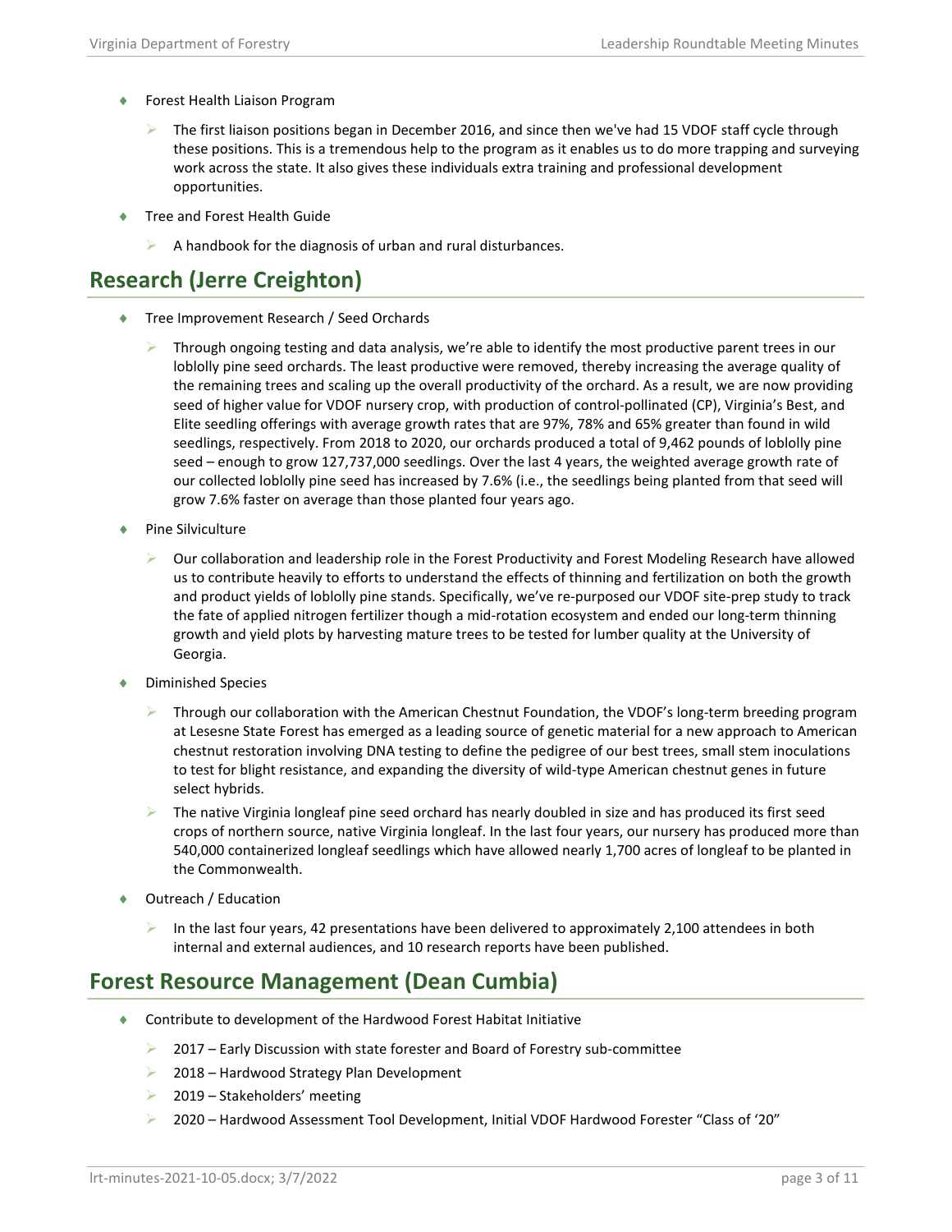- Forest Health Liaison Program
  - The first liaison positions began in December 2016, and since then we've had 15 VDOF staff cycle through these positions. This is a tremendous help to the program as it enables us to do more trapping and surveying work across the state. It also gives these individuals extra training and professional development opportunities.
- Tree and Forest Health Guide
  - A handbook for the diagnosis of urban and rural disturbances.

## Research (Jerre Creighton)

- Tree Improvement Research / Seed Orchards
  - Through ongoing testing and data analysis, we're able to identify the most productive parent trees in our loblolly pine seed orchards. The least productive were removed, thereby increasing the average quality of the remaining trees and scaling up the overall productivity of the orchard. As a result, we are now providing seed of higher value for VDOF nursery crop, with production of control-pollinated (CP), Virginia's Best, and Elite seedling offerings with average growth rates that are 97%, 78% and 65% greater than found in wild seedlings, respectively. From 2018 to 2020, our orchards produced a total of 9,462 pounds of loblolly pine seed – enough to grow 127,737,000 seedlings. Over the last 4 years, the weighted average growth rate of our collected loblolly pine seed has increased by 7.6% (i.e., the seedlings being planted from that seed will grow 7.6% faster on average than those planted four years ago.
- Pine Silviculture
  - Our collaboration and leadership role in the Forest Productivity and Forest Modeling Research have allowed us to contribute heavily to efforts to understand the effects of thinning and fertilization on both the growth and product yields of loblolly pine stands. Specifically, we've re-purposed our VDOF site-prep study to track the fate of applied nitrogen fertilizer though a mid-rotation ecosystem and ended our long-term thinning growth and yield plots by harvesting mature trees to be tested for lumber quality at the University of Georgia.
- Diminished Species
  - Through our collaboration with the American Chestnut Foundation, the VDOF's long-term breeding program at Lesesne State Forest has emerged as a leading source of genetic material for a new approach to American chestnut restoration involving DNA testing to define the pedigree of our best trees, small stem inoculations to test for blight resistance, and expanding the diversity of wild-type American chestnut genes in future select hybrids.
  - The native Virginia longleaf pine seed orchard has nearly doubled in size and has produced its first seed crops of northern source, native Virginia longleaf. In the last four years, our nursery has produced more than 540,000 containerized longleaf seedlings which have allowed nearly 1,700 acres of longleaf to be planted in the Commonwealth.
- Outreach / Education
  - In the last four years, 42 presentations have been delivered to approximately 2,100 attendees in both internal and external audiences, and 10 research reports have been published.

## Forest Resource Management (Dean Cumbia)

- Contribute to development of the Hardwood Forest Habitat Initiative
  - 2017 – Early Discussion with state forester and Board of Forestry sub-committee
  - 2018 – Hardwood Strategy Plan Development
  - 2019 – Stakeholders' meeting
  - 2020 – Hardwood Assessment Tool Development, Initial VDOF Hardwood Forester "Class of '20"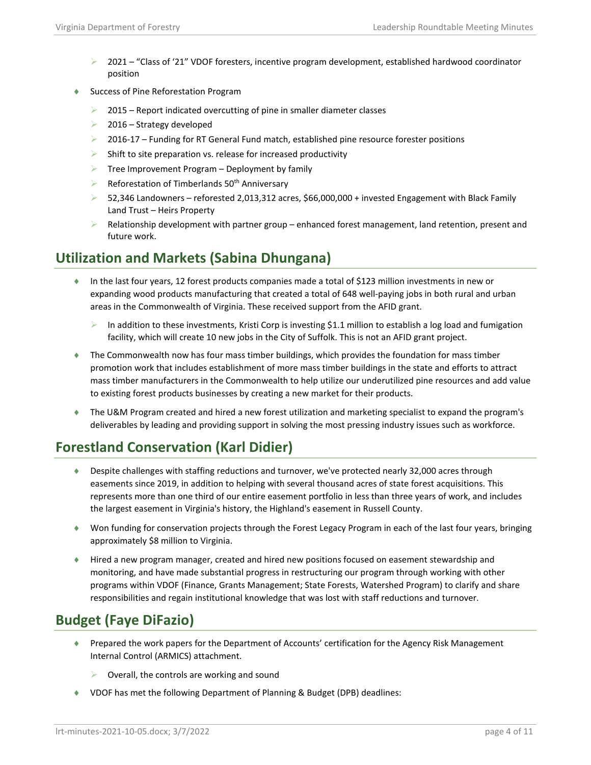- 2021 – "Class of '21" VDOF foresters, incentive program development, established hardwood coordinator position

- Success of Pine Reforestation Program
  - 2015 – Report indicated overcutting of pine in smaller diameter classes
  - 2016 – Strategy developed
  - 2016-17 – Funding for RT General Fund match, established pine resource forester positions
  - Shift to site preparation vs. release for increased productivity
  - Tree Improvement Program – Deployment by family
  - Reforestation of Timberlands 50th Anniversary
  - 52,346 Landowners – reforested 2,013,312 acres, $66,000,000 + invested Engagement with Black Family Land Trust – Heirs Property
  - Relationship development with partner group – enhanced forest management, land retention, present and future work.

## Utilization and Markets (Sabina Dhungana)

- In the last four years, 12 forest products companies made a total of $123 million investments in new or expanding wood products manufacturing that created a total of 648 well-paying jobs in both rural and urban areas in the Commonwealth of Virginia. These received support from the AFID grant.
  - In addition to these investments, Kristi Corp is investing $1.1 million to establish a log load and fumigation facility, which will create 10 new jobs in the City of Suffolk. This is not an AFID grant project.
- The Commonwealth now has four mass timber buildings, which provides the foundation for mass timber promotion work that includes establishment of more mass timber buildings in the state and efforts to attract mass timber manufacturers in the Commonwealth to help utilize our underutilized pine resources and add value to existing forest products businesses by creating a new market for their products.
- The U&M Program created and hired a new forest utilization and marketing specialist to expand the program's deliverables by leading and providing support in solving the most pressing industry issues such as workforce.

## Forestland Conservation (Karl Didier)

- Despite challenges with staffing reductions and turnover, we've protected nearly 32,000 acres through easements since 2019, in addition to helping with several thousand acres of state forest acquisitions. This represents more than one third of our entire easement portfolio in less than three years of work, and includes the largest easement in Virginia's history, the Highland's easement in Russell County.
- Won funding for conservation projects through the Forest Legacy Program in each of the last four years, bringing approximately $8 million to Virginia.
- Hired a new program manager, created and hired new positions focused on easement stewardship and monitoring, and have made substantial progress in restructuring our program through working with other programs within VDOF (Finance, Grants Management; State Forests, Watershed Program) to clarify and share responsibilities and regain institutional knowledge that was lost with staff reductions and turnover.

## Budget (Faye DiFazio)

- Prepared the work papers for the Department of Accounts' certification for the Agency Risk Management Internal Control (ARMICS) attachment.
  - Overall, the controls are working and sound
- VDOF has met the following Department of Planning & Budget (DPB) deadlines: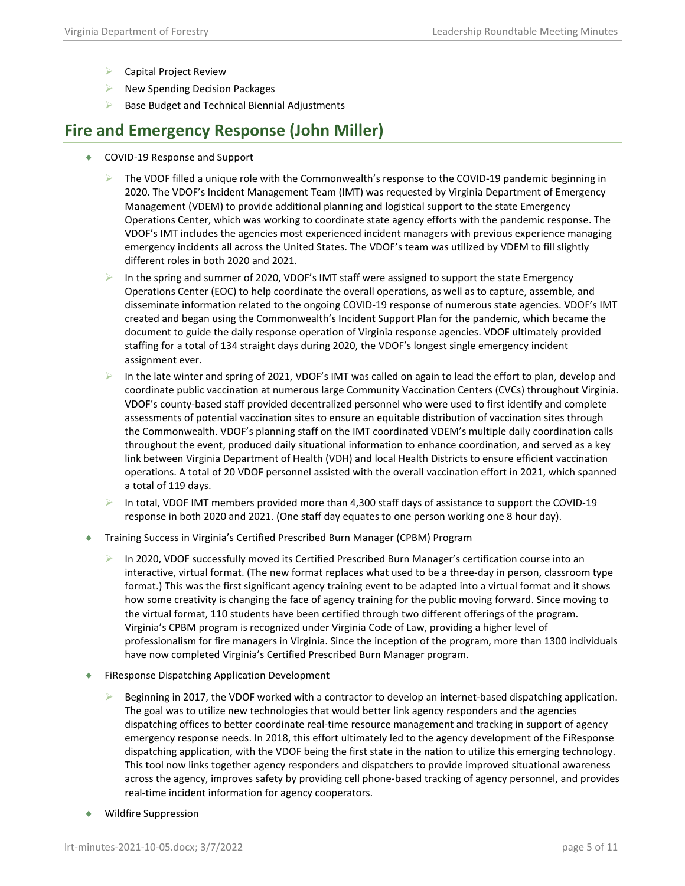- Capital Project Review
- New Spending Decision Packages
- Base Budget and Technical Biennial Adjustments

## Fire and Emergency Response (John Miller)

- COVID-19 Response and Support
  - The VDOF filled a unique role with the Commonwealth's response to the COVID-19 pandemic beginning in 2020. The VDOF's Incident Management Team (IMT) was requested by Virginia Department of Emergency Management (VDEM) to provide additional planning and logistical support to the state Emergency Operations Center, which was working to coordinate state agency efforts with the pandemic response. The VDOF's IMT includes the agencies most experienced incident managers with previous experience managing emergency incidents all across the United States. The VDOF's team was utilized by VDEM to fill slightly different roles in both 2020 and 2021.
  - In the spring and summer of 2020, VDOF's IMT staff were assigned to support the state Emergency Operations Center (EOC) to help coordinate the overall operations, as well as to capture, assemble, and disseminate information related to the ongoing COVID-19 response of numerous state agencies. VDOF's IMT created and began using the Commonwealth's Incident Support Plan for the pandemic, which became the document to guide the daily response operation of Virginia response agencies. VDOF ultimately provided staffing for a total of 134 straight days during 2020, the VDOF's longest single emergency incident assignment ever.
  - In the late winter and spring of 2021, VDOF's IMT was called on again to lead the effort to plan, develop and coordinate public vaccination at numerous large Community Vaccination Centers (CVCs) throughout Virginia. VDOF's county-based staff provided decentralized personnel who were used to first identify and complete assessments of potential vaccination sites to ensure an equitable distribution of vaccination sites through the Commonwealth. VDOF's planning staff on the IMT coordinated VDEM's multiple daily coordination calls throughout the event, produced daily situational information to enhance coordination, and served as a key link between Virginia Department of Health (VDH) and local Health Districts to ensure efficient vaccination operations. A total of 20 VDOF personnel assisted with the overall vaccination effort in 2021, which spanned a total of 119 days.
  - In total, VDOF IMT members provided more than 4,300 staff days of assistance to support the COVID-19 response in both 2020 and 2021. (One staff day equates to one person working one 8 hour day).
- Training Success in Virginia's Certified Prescribed Burn Manager (CPBM) Program
  - In 2020, VDOF successfully moved its Certified Prescribed Burn Manager's certification course into an interactive, virtual format. (The new format replaces what used to be a three-day in person, classroom type format.) This was the first significant agency training event to be adapted into a virtual format and it shows how some creativity is changing the face of agency training for the public moving forward. Since moving to the virtual format, 110 students have been certified through two different offerings of the program. Virginia's CPBM program is recognized under Virginia Code of Law, providing a higher level of professionalism for fire managers in Virginia. Since the inception of the program, more than 1300 individuals have now completed Virginia's Certified Prescribed Burn Manager program.
- FiResponse Dispatching Application Development
  - Beginning in 2017, the VDOF worked with a contractor to develop an internet-based dispatching application. The goal was to utilize new technologies that would better link agency responders and the agencies dispatching offices to better coordinate real-time resource management and tracking in support of agency emergency response needs. In 2018, this effort ultimately led to the agency development of the FiResponse dispatching application, with the VDOF being the first state in the nation to utilize this emerging technology. This tool now links together agency responders and dispatchers to provide improved situational awareness across the agency, improves safety by providing cell phone-based tracking of agency personnel, and provides real-time incident information for agency cooperators.
- Wildfire Suppression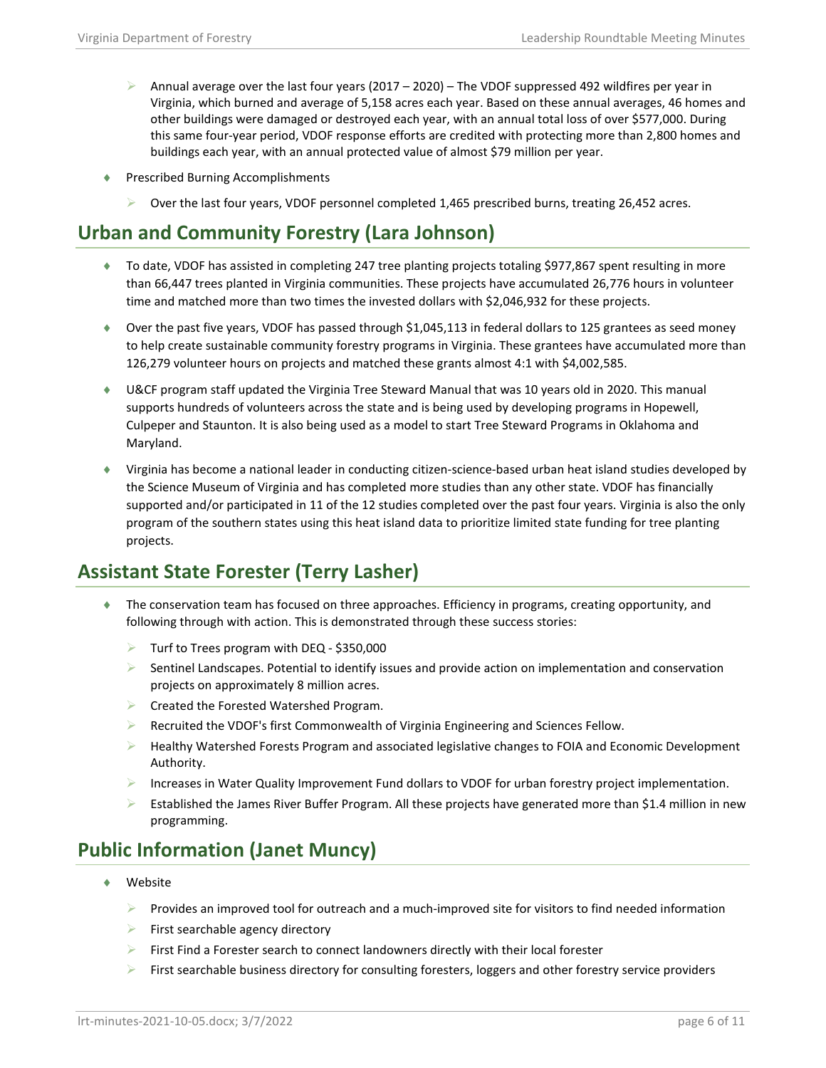- Annual average over the last four years (2017 – 2020) – The VDOF suppressed 492 wildfires per year in Virginia, which burned and average of 5,158 acres each year. Based on these annual averages, 46 homes and other buildings were damaged or destroyed each year, with an annual total loss of over $577,000. During this same four-year period, VDOF response efforts are credited with protecting more than 2,800 homes and buildings each year, with an annual protected value of almost $79 million per year.

- Prescribed Burning Accomplishments
    - Over the last four years, VDOF personnel completed 1,465 prescribed burns, treating 26,452 acres.

## Urban and Community Forestry (Lara Johnson)

- To date, VDOF has assisted in completing 247 tree planting projects totaling $977,867 spent resulting in more than 66,447 trees planted in Virginia communities. These projects have accumulated 26,776 hours in volunteer time and matched more than two times the invested dollars with $2,046,932 for these projects.
- Over the past five years, VDOF has passed through $1,045,113 in federal dollars to 125 grantees as seed money to help create sustainable community forestry programs in Virginia. These grantees have accumulated more than 126,279 volunteer hours on projects and matched these grants almost 4:1 with $4,002,585.
- U&CF program staff updated the Virginia Tree Steward Manual that was 10 years old in 2020. This manual supports hundreds of volunteers across the state and is being used by developing programs in Hopewell, Culpeper and Staunton. It is also being used as a model to start Tree Steward Programs in Oklahoma and Maryland.
- Virginia has become a national leader in conducting citizen-science-based urban heat island studies developed by the Science Museum of Virginia and has completed more studies than any other state. VDOF has financially supported and/or participated in 11 of the 12 studies completed over the past four years. Virginia is also the only program of the southern states using this heat island data to prioritize limited state funding for tree planting projects.

## Assistant State Forester (Terry Lasher)

- The conservation team has focused on three approaches. Efficiency in programs, creating opportunity, and following through with action. This is demonstrated through these success stories:
    - Turf to Trees program with DEQ - $350,000
    - Sentinel Landscapes. Potential to identify issues and provide action on implementation and conservation projects on approximately 8 million acres.
    - Created the Forested Watershed Program.
    - Recruited the VDOF's first Commonwealth of Virginia Engineering and Sciences Fellow.
    - Healthy Watershed Forests Program and associated legislative changes to FOIA and Economic Development Authority.
    - Increases in Water Quality Improvement Fund dollars to VDOF for urban forestry project implementation.
    - Established the James River Buffer Program. All these projects have generated more than $1.4 million in new programming.

## Public Information (Janet Muncy)

- Website
    - Provides an improved tool for outreach and a much-improved site for visitors to find needed information
    - First searchable agency directory
    - First Find a Forester search to connect landowners directly with their local forester
    - First searchable business directory for consulting foresters, loggers and other forestry service providers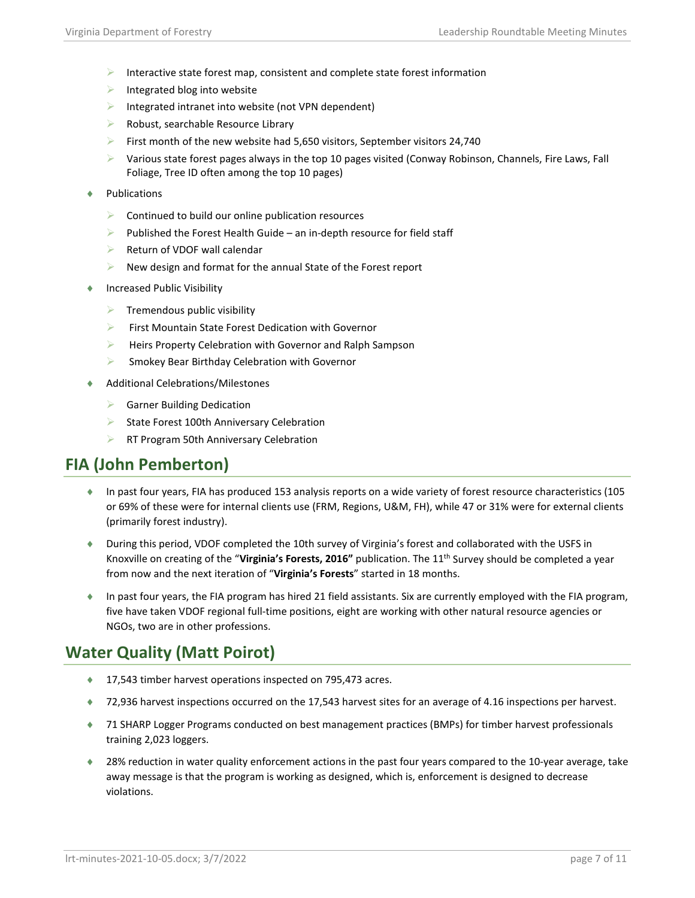- Interactive state forest map, consistent and complete state forest information
  - Integrated blog into website
  - Integrated intranet into website (not VPN dependent)
  - Robust, searchable Resource Library
  - First month of the new website had 5,650 visitors, September visitors 24,740
  - Various state forest pages always in the top 10 pages visited (Conway Robinson, Channels, Fire Laws, Fall Foliage, Tree ID often among the top 10 pages)
- Publications
  - Continued to build our online publication resources
  - Published the Forest Health Guide – an in-depth resource for field staff
  - Return of VDOF wall calendar
  - New design and format for the annual State of the Forest report
- Increased Public Visibility
  - Tremendous public visibility
  - First Mountain State Forest Dedication with Governor
  - Heirs Property Celebration with Governor and Ralph Sampson
  - Smokey Bear Birthday Celebration with Governor
- Additional Celebrations/Milestones
  - Garner Building Dedication
  - State Forest 100th Anniversary Celebration
  - RT Program 50th Anniversary Celebration

## FIA (John Pemberton)

- In past four years, FIA has produced 153 analysis reports on a wide variety of forest resource characteristics (105 or 69% of these were for internal clients use (FRM, Regions, U&M, FH), while 47 or 31% were for external clients (primarily forest industry).
- During this period, VDOF completed the 10th survey of Virginia's forest and collaborated with the USFS in Knoxville on creating of the "**Virginia's Forests, 2016"** publication. The 11th Survey should be completed a year from now and the next iteration of "**Virginia's Forests**" started in 18 months.
- In past four years, the FIA program has hired 21 field assistants. Six are currently employed with the FIA program, five have taken VDOF regional full-time positions, eight are working with other natural resource agencies or NGOs, two are in other professions.

## Water Quality (Matt Poirot)

- 17,543 timber harvest operations inspected on 795,473 acres.
- 72,936 harvest inspections occurred on the 17,543 harvest sites for an average of 4.16 inspections per harvest.
- 71 SHARP Logger Programs conducted on best management practices (BMPs) for timber harvest professionals training 2,023 loggers.
- 28% reduction in water quality enforcement actions in the past four years compared to the 10-year average, take away message is that the program is working as designed, which is, enforcement is designed to decrease violations.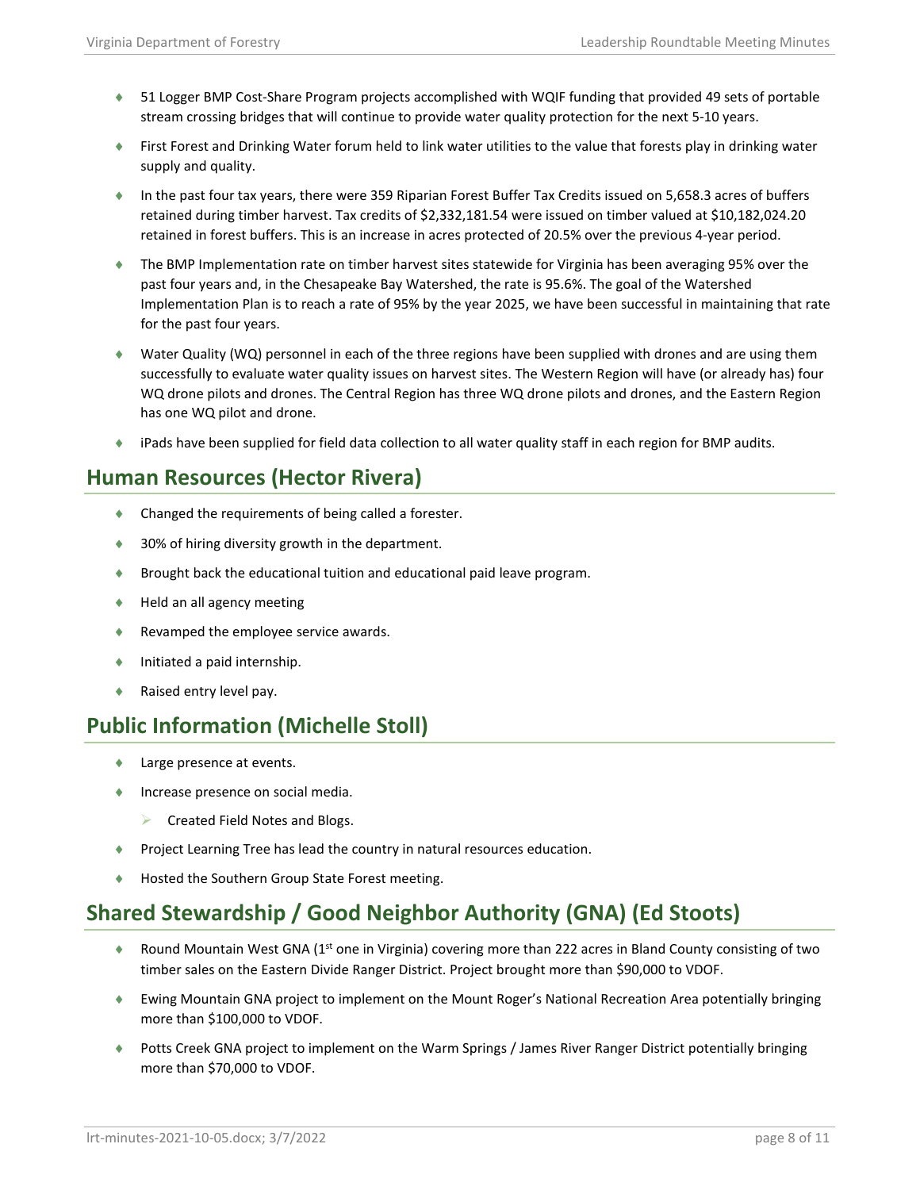- 51 Logger BMP Cost-Share Program projects accomplished with WQIF funding that provided 49 sets of portable stream crossing bridges that will continue to provide water quality protection for the next 5-10 years.
- First Forest and Drinking Water forum held to link water utilities to the value that forests play in drinking water supply and quality.
- In the past four tax years, there were 359 Riparian Forest Buffer Tax Credits issued on 5,658.3 acres of buffers retained during timber harvest. Tax credits of $2,332,181.54 were issued on timber valued at $10,182,024.20 retained in forest buffers. This is an increase in acres protected of 20.5% over the previous 4-year period.
- The BMP Implementation rate on timber harvest sites statewide for Virginia has been averaging 95% over the past four years and, in the Chesapeake Bay Watershed, the rate is 95.6%. The goal of the Watershed Implementation Plan is to reach a rate of 95% by the year 2025, we have been successful in maintaining that rate for the past four years.
- Water Quality (WQ) personnel in each of the three regions have been supplied with drones and are using them successfully to evaluate water quality issues on harvest sites. The Western Region will have (or already has) four WQ drone pilots and drones. The Central Region has three WQ drone pilots and drones, and the Eastern Region has one WQ pilot and drone.
- iPads have been supplied for field data collection to all water quality staff in each region for BMP audits.

## Human Resources (Hector Rivera)

- Changed the requirements of being called a forester.
- 30% of hiring diversity growth in the department.
- Brought back the educational tuition and educational paid leave program.
- Held an all agency meeting
- Revamped the employee service awards.
- Initiated a paid internship.
- Raised entry level pay.

## Public Information (Michelle Stoll)

- Large presence at events.
- Increase presence on social media.
  - Created Field Notes and Blogs.
- Project Learning Tree has lead the country in natural resources education.
- Hosted the Southern Group State Forest meeting.

## Shared Stewardship / Good Neighbor Authority (GNA) (Ed Stoots)

- Round Mountain West GNA (1st one in Virginia) covering more than 222 acres in Bland County consisting of two timber sales on the Eastern Divide Ranger District. Project brought more than $90,000 to VDOF.
- Ewing Mountain GNA project to implement on the Mount Roger's National Recreation Area potentially bringing more than $100,000 to VDOF.
- Potts Creek GNA project to implement on the Warm Springs / James River Ranger District potentially bringing more than $70,000 to VDOF.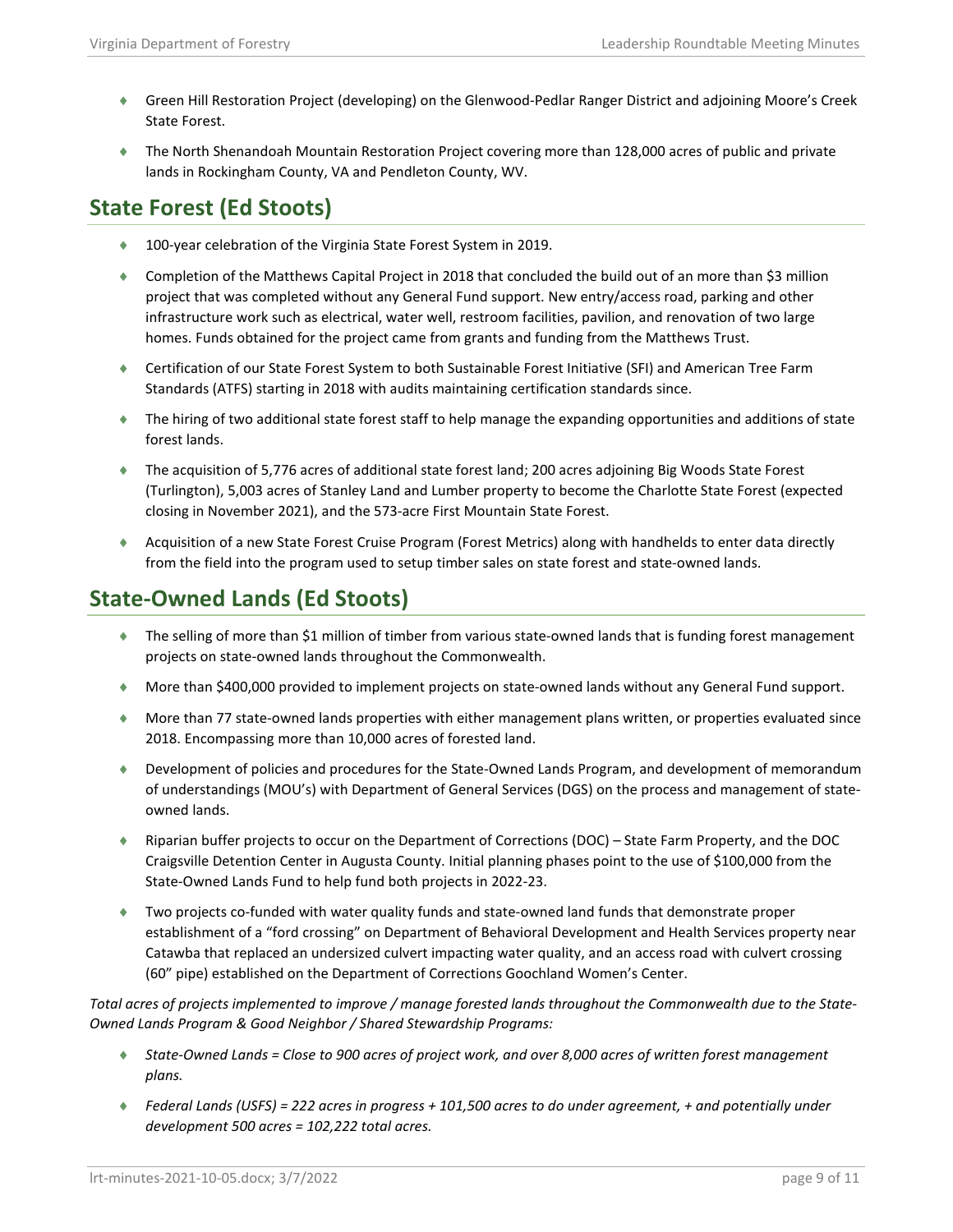- Green Hill Restoration Project (developing) on the Glenwood-Pedlar Ranger District and adjoining Moore's Creek State Forest.
- The North Shenandoah Mountain Restoration Project covering more than 128,000 acres of public and private lands in Rockingham County, VA and Pendleton County, WV.

## State Forest (Ed Stoots)

- 100-year celebration of the Virginia State Forest System in 2019.
- Completion of the Matthews Capital Project in 2018 that concluded the build out of an more than $3 million project that was completed without any General Fund support. New entry/access road, parking and other infrastructure work such as electrical, water well, restroom facilities, pavilion, and renovation of two large homes. Funds obtained for the project came from grants and funding from the Matthews Trust.
- Certification of our State Forest System to both Sustainable Forest Initiative (SFI) and American Tree Farm Standards (ATFS) starting in 2018 with audits maintaining certification standards since.
- The hiring of two additional state forest staff to help manage the expanding opportunities and additions of state forest lands.
- The acquisition of 5,776 acres of additional state forest land; 200 acres adjoining Big Woods State Forest (Turlington), 5,003 acres of Stanley Land and Lumber property to become the Charlotte State Forest (expected closing in November 2021), and the 573-acre First Mountain State Forest.
- Acquisition of a new State Forest Cruise Program (Forest Metrics) along with handhelds to enter data directly from the field into the program used to setup timber sales on state forest and state-owned lands.

## State-Owned Lands (Ed Stoots)

- The selling of more than $1 million of timber from various state-owned lands that is funding forest management projects on state-owned lands throughout the Commonwealth.
- More than $400,000 provided to implement projects on state-owned lands without any General Fund support.
- More than 77 state-owned lands properties with either management plans written, or properties evaluated since 2018. Encompassing more than 10,000 acres of forested land.
- Development of policies and procedures for the State-Owned Lands Program, and development of memorandum of understandings (MOU's) with Department of General Services (DGS) on the process and management of state-owned lands.
- Riparian buffer projects to occur on the Department of Corrections (DOC) – State Farm Property, and the DOC Craigsville Detention Center in Augusta County. Initial planning phases point to the use of $100,000 from the State-Owned Lands Fund to help fund both projects in 2022-23.
- Two projects co-funded with water quality funds and state-owned land funds that demonstrate proper establishment of a "ford crossing" on Department of Behavioral Development and Health Services property near Catawba that replaced an undersized culvert impacting water quality, and an access road with culvert crossing (60" pipe) established on the Department of Corrections Goochland Women's Center.

*Total acres of projects implemented to improve / manage forested lands throughout the Commonwealth due to the State-Owned Lands Program & Good Neighbor / Shared Stewardship Programs:*

- *State-Owned Lands = Close to 900 acres of project work, and over 8,000 acres of written forest management plans.*
- *Federal Lands (USFS) = 222 acres in progress + 101,500 acres to do under agreement, + and potentially under development 500 acres = 102,222 total acres.*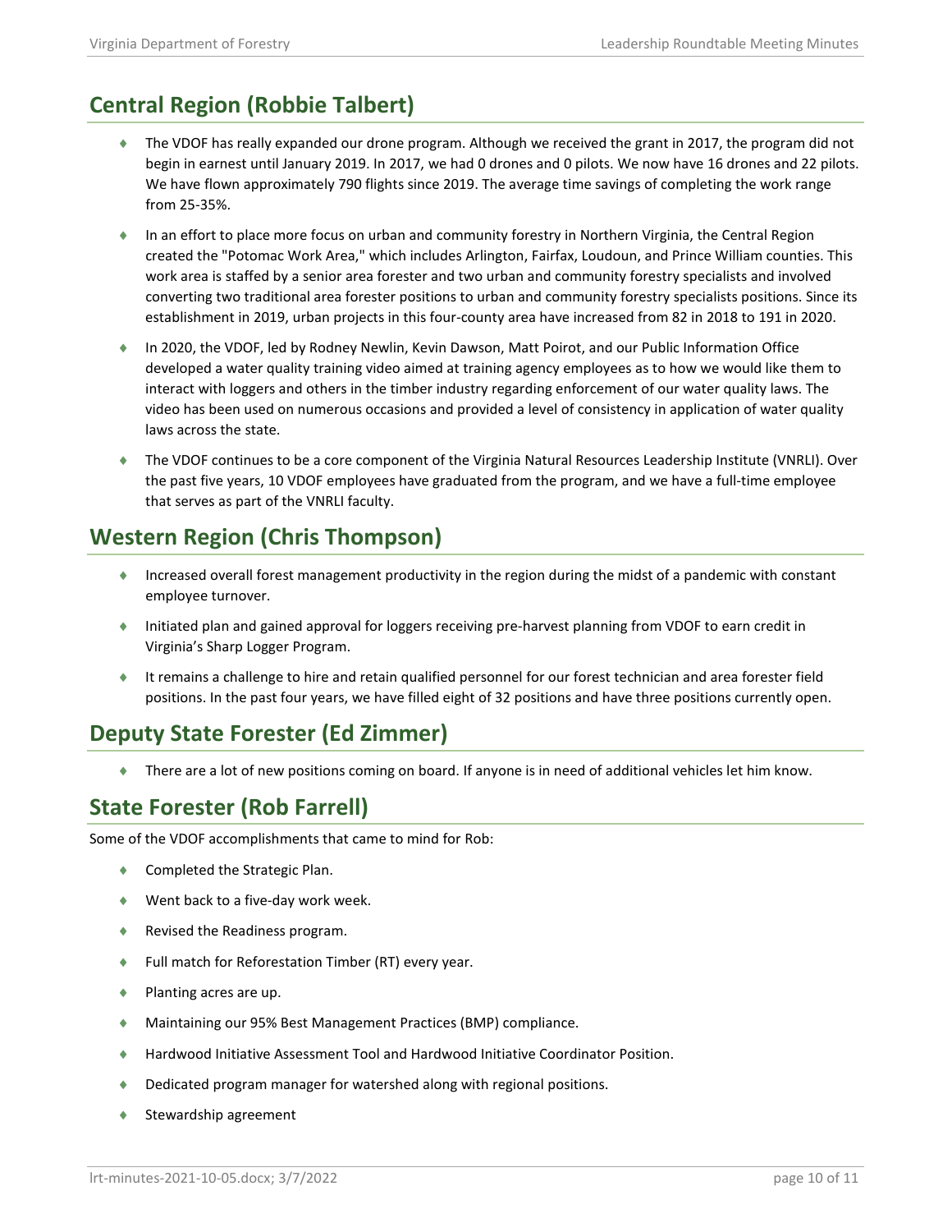## Central Region (Robbie Talbert)

- The VDOF has really expanded our drone program. Although we received the grant in 2017, the program did not begin in earnest until January 2019. In 2017, we had 0 drones and 0 pilots. We now have 16 drones and 22 pilots. We have flown approximately 790 flights since 2019. The average time savings of completing the work range from 25-35%.
- In an effort to place more focus on urban and community forestry in Northern Virginia, the Central Region created the "Potomac Work Area," which includes Arlington, Fairfax, Loudoun, and Prince William counties. This work area is staffed by a senior area forester and two urban and community forestry specialists and involved converting two traditional area forester positions to urban and community forestry specialists positions. Since its establishment in 2019, urban projects in this four-county area have increased from 82 in 2018 to 191 in 2020.
- In 2020, the VDOF, led by Rodney Newlin, Kevin Dawson, Matt Poirot, and our Public Information Office developed a water quality training video aimed at training agency employees as to how we would like them to interact with loggers and others in the timber industry regarding enforcement of our water quality laws. The video has been used on numerous occasions and provided a level of consistency in application of water quality laws across the state.
- The VDOF continues to be a core component of the Virginia Natural Resources Leadership Institute (VNRLI). Over the past five years, 10 VDOF employees have graduated from the program, and we have a full-time employee that serves as part of the VNRLI faculty.

## Western Region (Chris Thompson)

- Increased overall forest management productivity in the region during the midst of a pandemic with constant employee turnover.
- Initiated plan and gained approval for loggers receiving pre-harvest planning from VDOF to earn credit in Virginia's Sharp Logger Program.
- It remains a challenge to hire and retain qualified personnel for our forest technician and area forester field positions. In the past four years, we have filled eight of 32 positions and have three positions currently open.

## Deputy State Forester (Ed Zimmer)

- There are a lot of new positions coming on board. If anyone is in need of additional vehicles let him know.

## State Forester (Rob Farrell)

Some of the VDOF accomplishments that came to mind for Rob:

- Completed the Strategic Plan.
- Went back to a five-day work week.
- Revised the Readiness program.
- Full match for Reforestation Timber (RT) every year.
- Planting acres are up.
- Maintaining our 95% Best Management Practices (BMP) compliance.
- Hardwood Initiative Assessment Tool and Hardwood Initiative Coordinator Position.
- Dedicated program manager for watershed along with regional positions.
- Stewardship agreement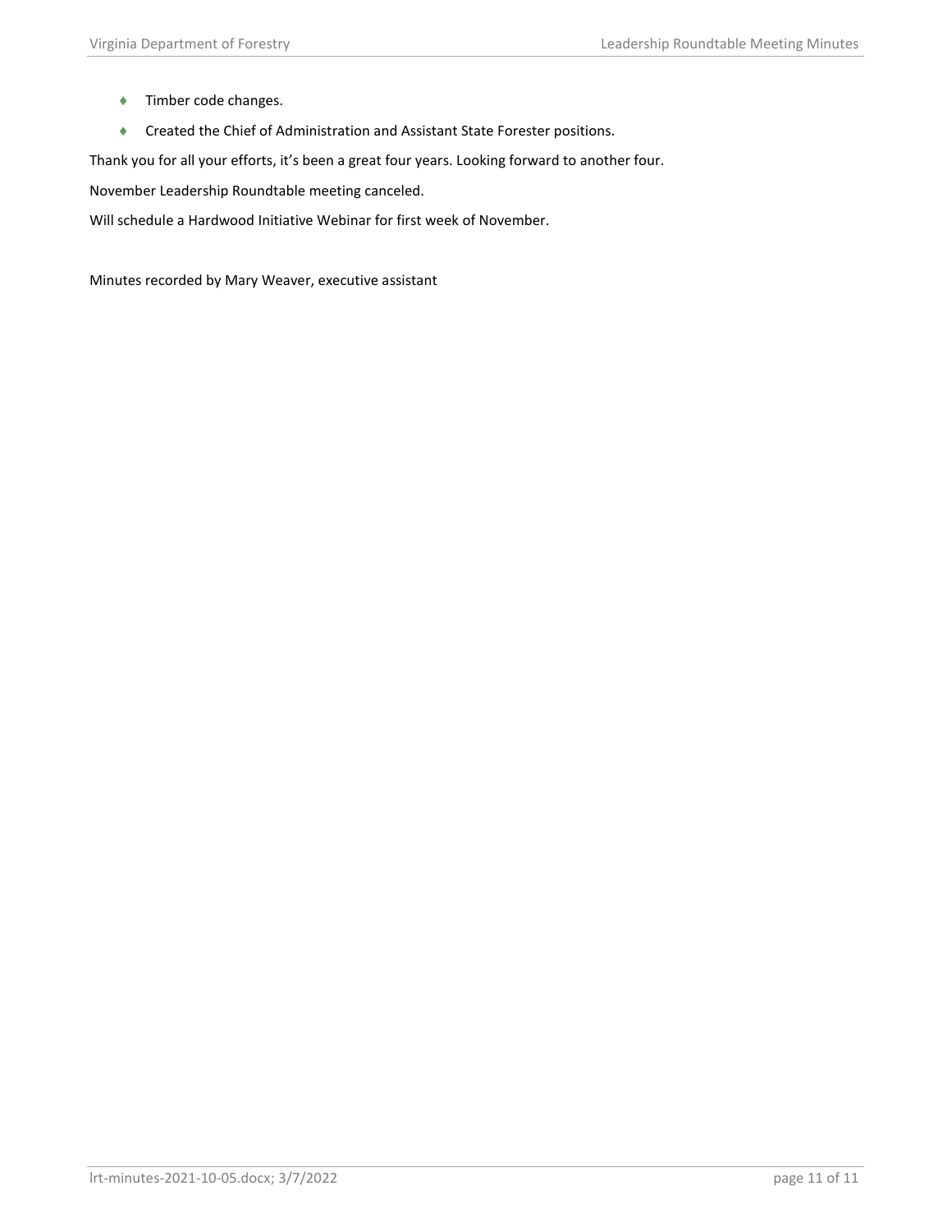- Timber code changes.
- Created the Chief of Administration and Assistant State Forester positions.

Thank you for all your efforts, it's been a great four years. Looking forward to another four.

November Leadership Roundtable meeting canceled.

Will schedule a Hardwood Initiative Webinar for first week of November.

Minutes recorded by Mary Weaver, executive assistant